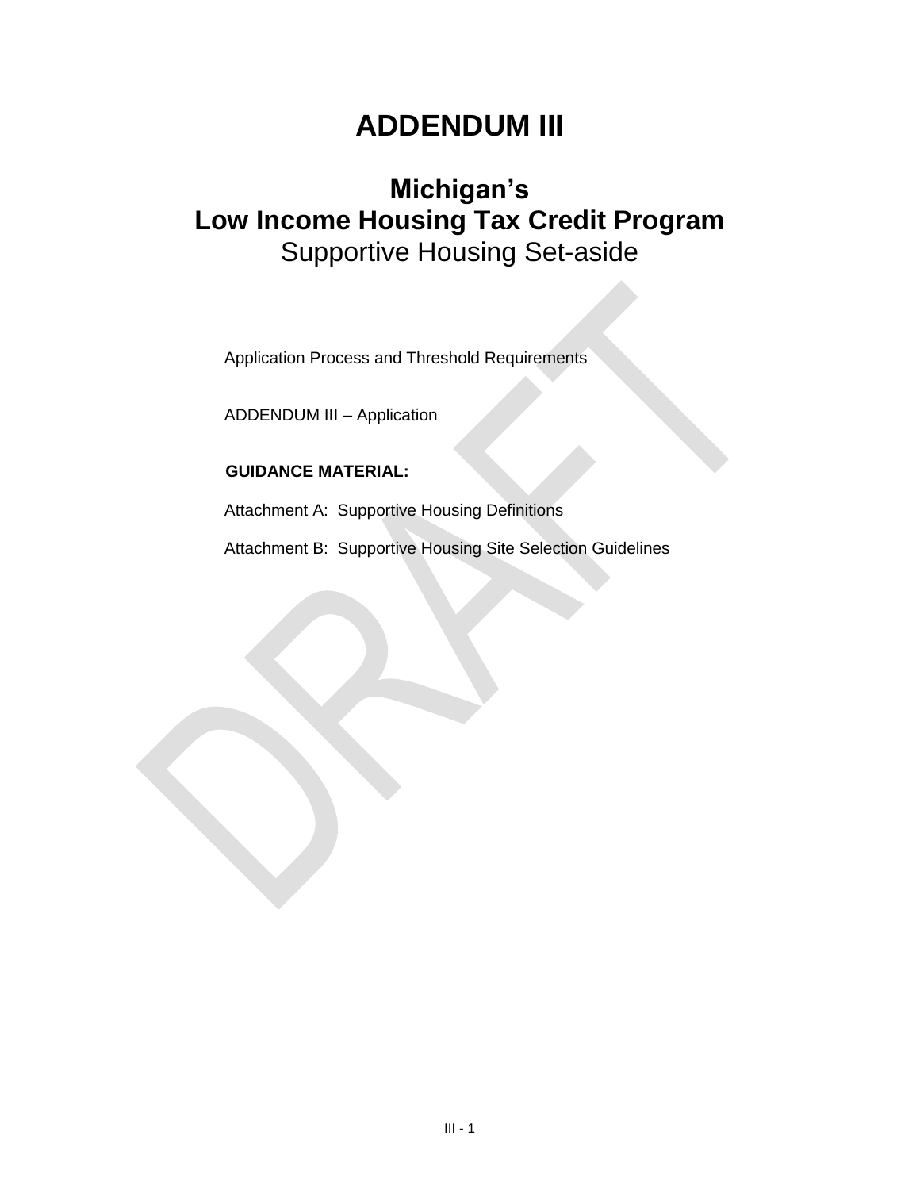# ADDENDUM III

## Michigan's
## Low Income Housing Tax Credit Program
Supportive Housing Set-aside

Application Process and Threshold Requirements

ADDENDUM III – Application

**GUIDANCE MATERIAL:**

Attachment A: Supportive Housing Definitions

Attachment B: Supportive Housing Site Selection Guidelines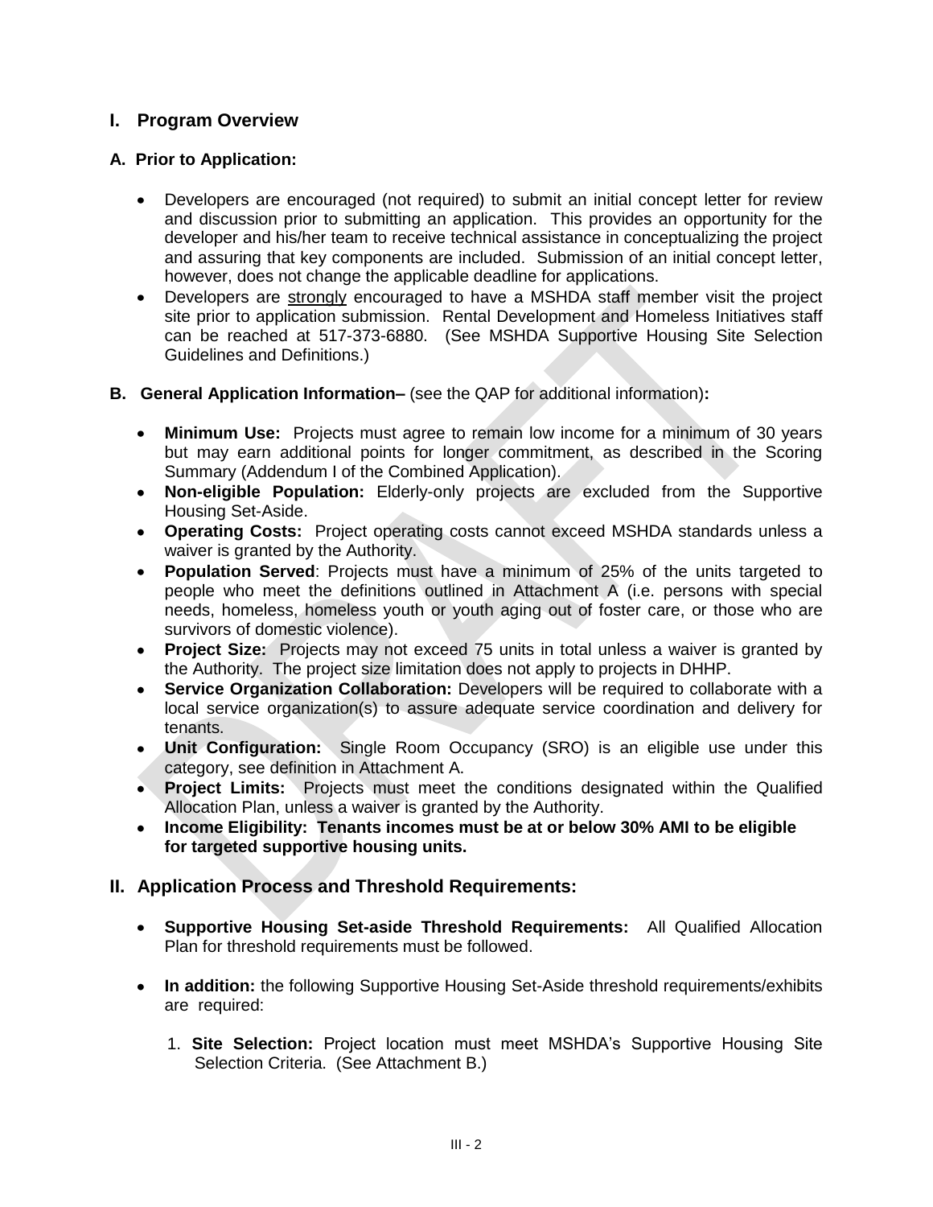## I. Program Overview

### A. Prior to Application:

- Developers are encouraged (not required) to submit an initial concept letter for review and discussion prior to submitting an application. This provides an opportunity for the developer and his/her team to receive technical assistance in conceptualizing the project and assuring that key components are included. Submission of an initial concept letter, however, does not change the applicable deadline for applications.
- Developers are strongly encouraged to have a MSHDA staff member visit the project site prior to application submission. Rental Development and Homeless Initiatives staff can be reached at 517-373-6880. (See MSHDA Supportive Housing Site Selection Guidelines and Definitions.)

### B. General Application Information– (see the QAP for additional information):

- **Minimum Use:** Projects must agree to remain low income for a minimum of 30 years but may earn additional points for longer commitment, as described in the Scoring Summary (Addendum I of the Combined Application).
- **Non-eligible Population:** Elderly-only projects are excluded from the Supportive Housing Set-Aside.
- **Operating Costs:** Project operating costs cannot exceed MSHDA standards unless a waiver is granted by the Authority.
- **Population Served**: Projects must have a minimum of 25% of the units targeted to people who meet the definitions outlined in Attachment A (i.e. persons with special needs, homeless, homeless youth or youth aging out of foster care, or those who are survivors of domestic violence).
- **Project Size:** Projects may not exceed 75 units in total unless a waiver is granted by the Authority. The project size limitation does not apply to projects in DHHP.
- **Service Organization Collaboration:** Developers will be required to collaborate with a local service organization(s) to assure adequate service coordination and delivery for tenants.
- **Unit Configuration:** Single Room Occupancy (SRO) is an eligible use under this category, see definition in Attachment A.
- **Project Limits:** Projects must meet the conditions designated within the Qualified Allocation Plan, unless a waiver is granted by the Authority.
- **Income Eligibility: Tenants incomes must be at or below 30% AMI to be eligible for targeted supportive housing units.**

## II. Application Process and Threshold Requirements:

- **Supportive Housing Set-aside Threshold Requirements:** All Qualified Allocation Plan for threshold requirements must be followed.

- **In addition:** the following Supportive Housing Set-Aside threshold requirements/exhibits are required:

  1. **Site Selection:** Project location must meet MSHDA's Supportive Housing Site Selection Criteria. (See Attachment B.)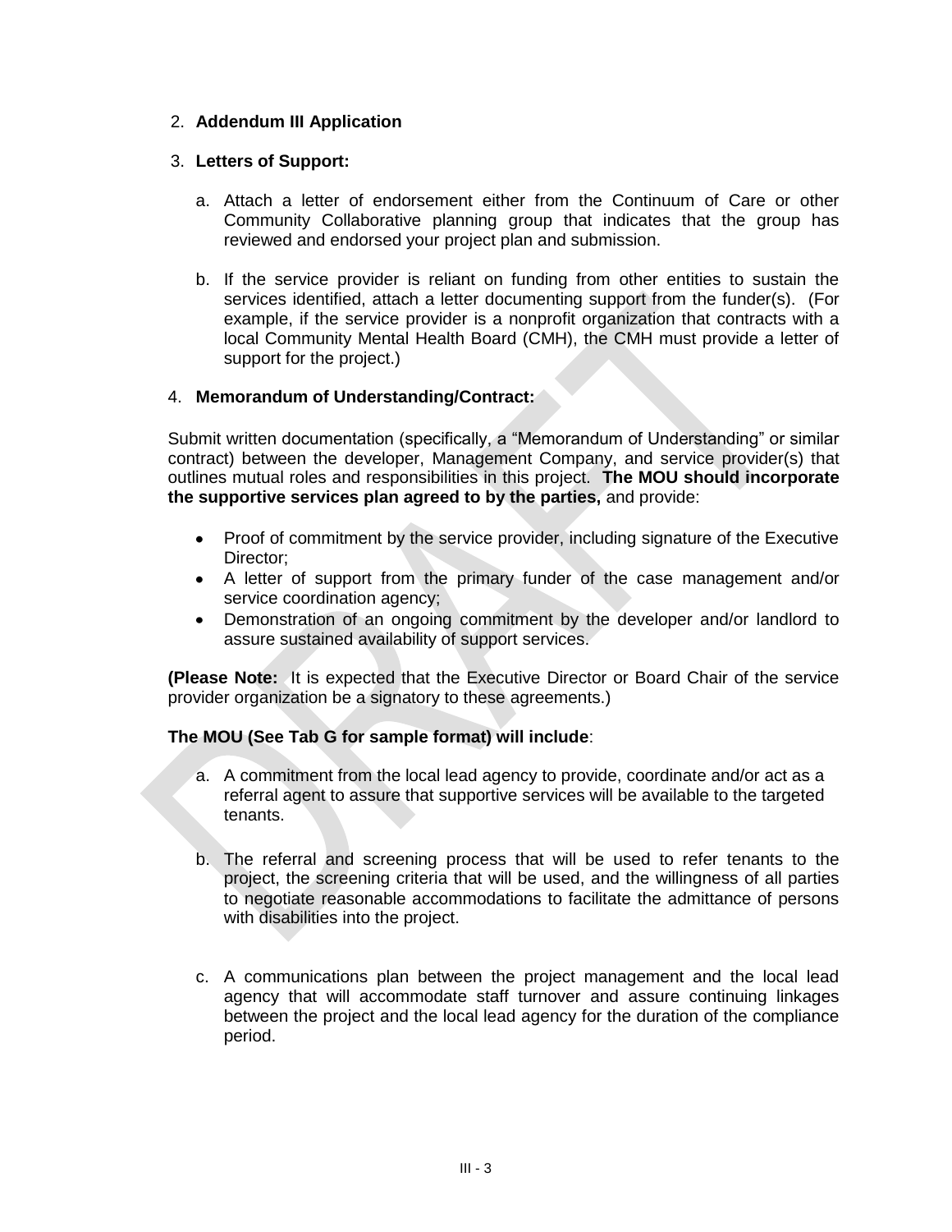2. **Addendum III Application**

3. **Letters of Support:**

   a. Attach a letter of endorsement either from the Continuum of Care or other Community Collaborative planning group that indicates that the group has reviewed and endorsed your project plan and submission.

   b. If the service provider is reliant on funding from other entities to sustain the services identified, attach a letter documenting support from the funder(s). (For example, if the service provider is a nonprofit organization that contracts with a local Community Mental Health Board (CMH), the CMH must provide a letter of support for the project.)

4. **Memorandum of Understanding/Contract:**

Submit written documentation (specifically, a "Memorandum of Understanding" or similar contract) between the developer, Management Company, and service provider(s) that outlines mutual roles and responsibilities in this project. **The MOU should incorporate the supportive services plan agreed to by the parties,** and provide:

- Proof of commitment by the service provider, including signature of the Executive Director;
- A letter of support from the primary funder of the case management and/or service coordination agency;
- Demonstration of an ongoing commitment by the developer and/or landlord to assure sustained availability of support services.

**(Please Note:** It is expected that the Executive Director or Board Chair of the service provider organization be a signatory to these agreements.)

**The MOU (See Tab G for sample format) will include**:

a. A commitment from the local lead agency to provide, coordinate and/or act as a referral agent to assure that supportive services will be available to the targeted tenants.

b. The referral and screening process that will be used to refer tenants to the project, the screening criteria that will be used, and the willingness of all parties to negotiate reasonable accommodations to facilitate the admittance of persons with disabilities into the project.

c. A communications plan between the project management and the local lead agency that will accommodate staff turnover and assure continuing linkages between the project and the local lead agency for the duration of the compliance period.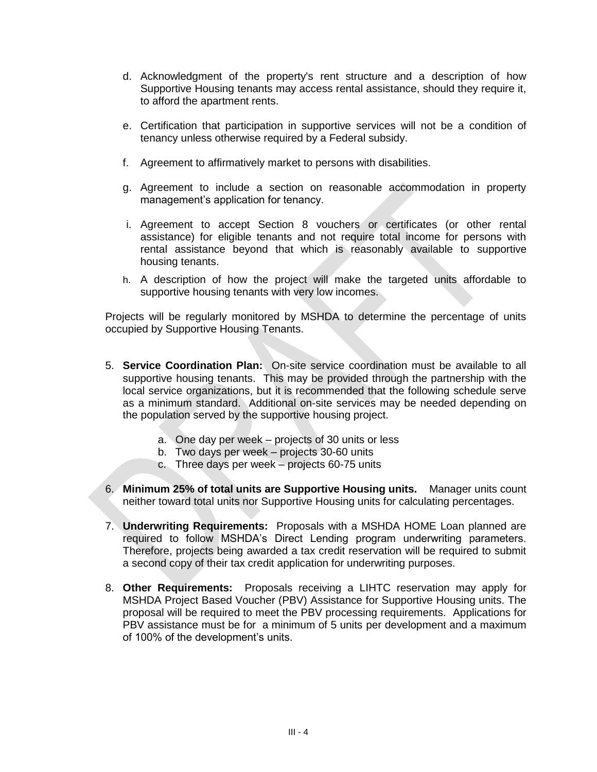d. Acknowledgment of the property's rent structure and a description of how Supportive Housing tenants may access rental assistance, should they require it, to afford the apartment rents.

e. Certification that participation in supportive services will not be a condition of tenancy unless otherwise required by a Federal subsidy.

f. Agreement to affirmatively market to persons with disabilities.

g. Agreement to include a section on reasonable accommodation in property management's application for tenancy.

i. Agreement to accept Section 8 vouchers or certificates (or other rental assistance) for eligible tenants and not require total income for persons with rental assistance beyond that which is reasonably available to supportive housing tenants.

h. A description of how the project will make the targeted units affordable to supportive housing tenants with very low incomes.

Projects will be regularly monitored by MSHDA to determine the percentage of units occupied by Supportive Housing Tenants.

5. **Service Coordination Plan:** On-site service coordination must be available to all supportive housing tenants. This may be provided through the partnership with the local service organizations, but it is recommended that the following schedule serve as a minimum standard. Additional on-site services may be needed depending on the population served by the supportive housing project.

    a. One day per week – projects of 30 units or less
    b. Two days per week – projects 30-60 units
    c. Three days per week – projects 60-75 units

6. **Minimum 25% of total units are Supportive Housing units.** Manager units count neither toward total units nor Supportive Housing units for calculating percentages.

7. **Underwriting Requirements:** Proposals with a MSHDA HOME Loan planned are required to follow MSHDA's Direct Lending program underwriting parameters. Therefore, projects being awarded a tax credit reservation will be required to submit a second copy of their tax credit application for underwriting purposes.

8. **Other Requirements:** Proposals receiving a LIHTC reservation may apply for MSHDA Project Based Voucher (PBV) Assistance for Supportive Housing units. The proposal will be required to meet the PBV processing requirements. Applications for PBV assistance must be for a minimum of 5 units per development and a maximum of 100% of the development's units.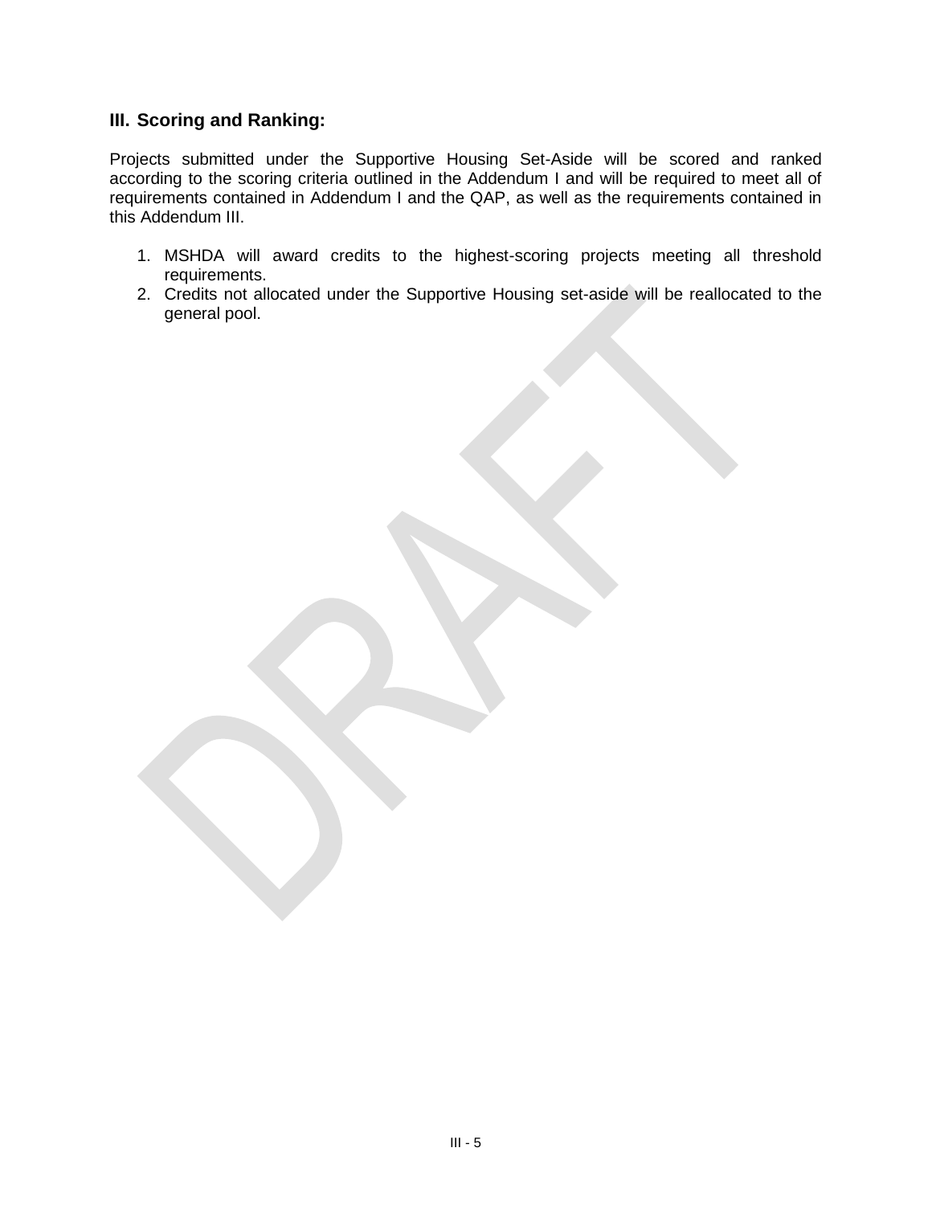## III. Scoring and Ranking:

Projects submitted under the Supportive Housing Set-Aside will be scored and ranked according to the scoring criteria outlined in the Addendum I and will be required to meet all of requirements contained in Addendum I and the QAP, as well as the requirements contained in this Addendum III.

1. MSHDA will award credits to the highest-scoring projects meeting all threshold requirements.
2. Credits not allocated under the Supportive Housing set-aside will be reallocated to the general pool.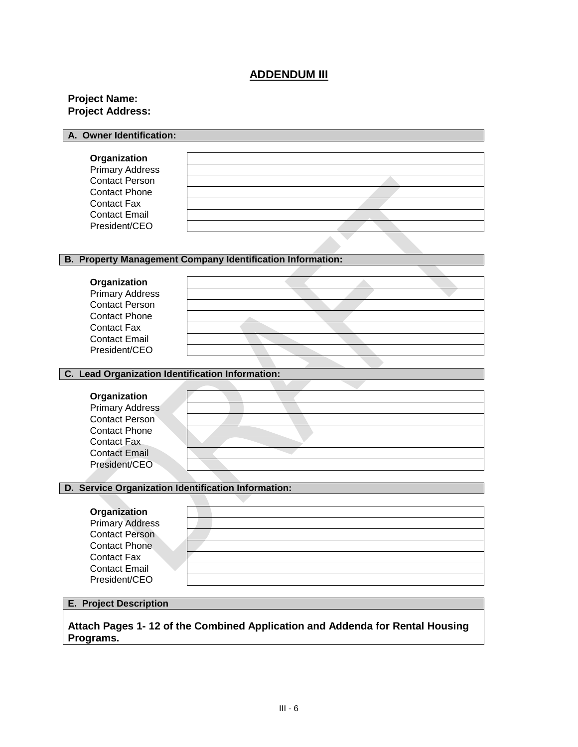# ADDENDUM III

**Project Name:**
**Project Address:**

## A. Owner Identification:

| | |
|---|---|
| **Organization** | |
| Primary Address | |
| Contact Person | |
| Contact Phone | |
| Contact Fax | |
| Contact Email | |
| President/CEO | |

## B. Property Management Company Identification Information:

| | |
|---|---|
| **Organization** | |
| Primary Address | |
| Contact Person | |
| Contact Phone | |
| Contact Fax | |
| Contact Email | |
| President/CEO | |

## C. Lead Organization Identification Information:

| | |
|---|---|
| **Organization** | |
| Primary Address | |
| Contact Person | |
| Contact Phone | |
| Contact Fax | |
| Contact Email | |
| President/CEO | |

## D. Service Organization Identification Information:

| | |
|---|---|
| **Organization** | |
| Primary Address | |
| Contact Person | |
| Contact Phone | |
| Contact Fax | |
| Contact Email | |
| President/CEO | |

## E. Project Description

**Attach Pages 1- 12 of the Combined Application and Addenda for Rental Housing Programs.**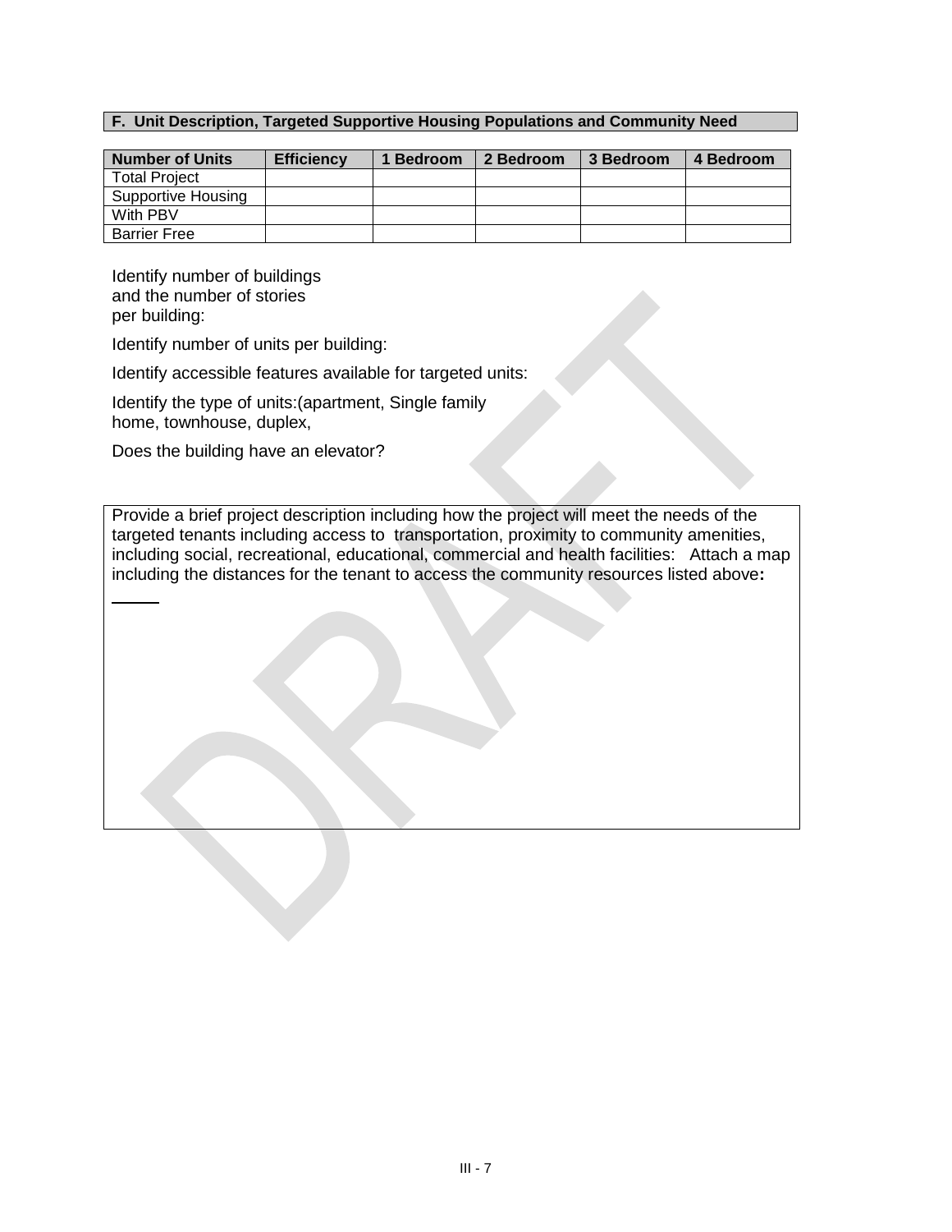## F. Unit Description, Targeted Supportive Housing Populations and Community Need

| Number of Units | Efficiency | 1 Bedroom | 2 Bedroom | 3 Bedroom | 4 Bedroom |
|---|---|---|---|---|---|
| Total Project | | | | | |
| Supportive Housing | | | | | |
| With PBV | | | | | |
| Barrier Free | | | | | |

Identify number of buildings and the number of stories per building:

Identify number of units per building:

Identify accessible features available for targeted units:

Identify the type of units:(apartment, Single family home, townhouse, duplex,

Does the building have an elevator?

Provide a brief project description including how the project will meet the needs of the targeted tenants including access to transportation, proximity to community amenities, including social, recreational, educational, commercial and health facilities: Attach a map including the distances for the tenant to access the community resources listed above**:**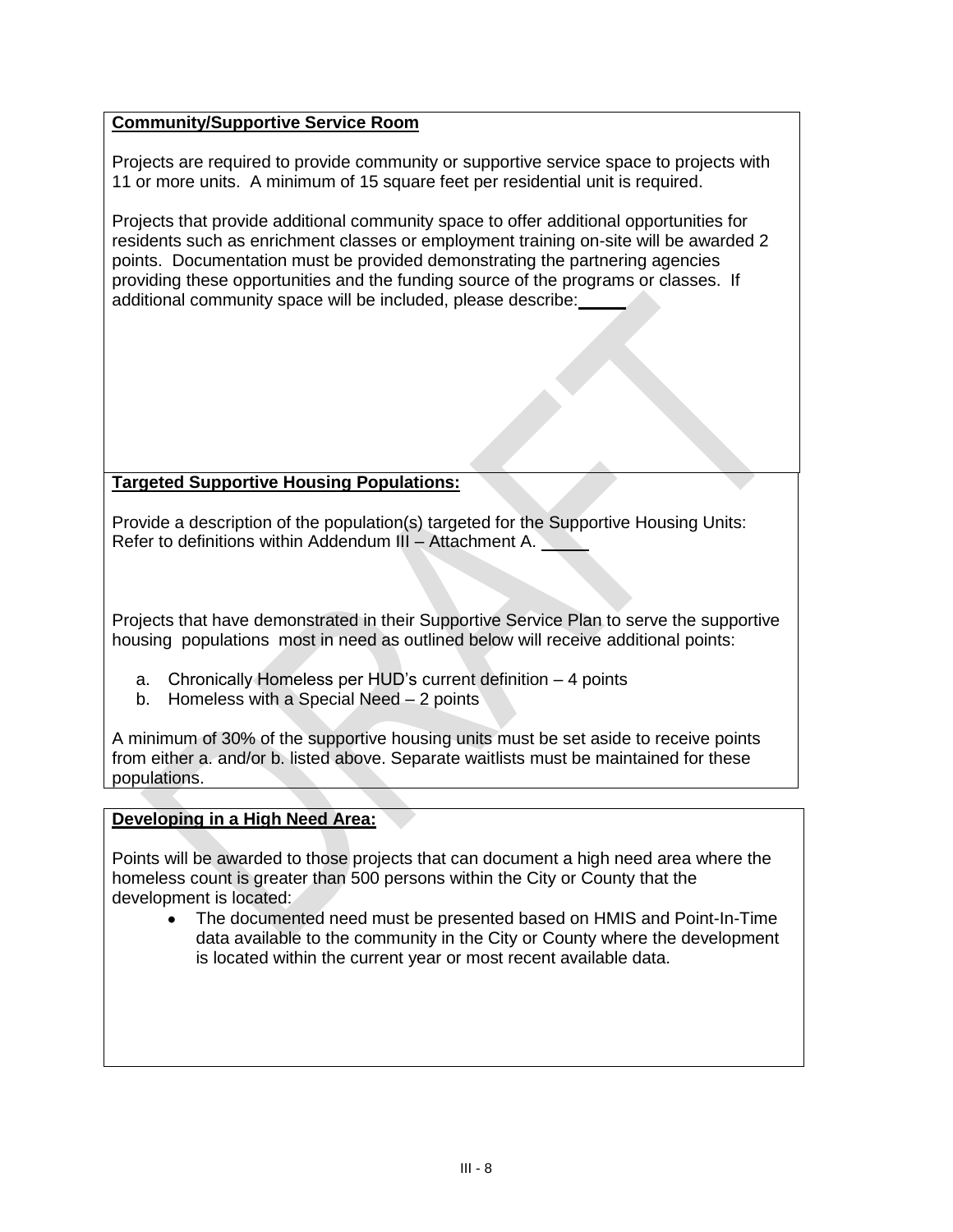**Community/Supportive Service Room**

Projects are required to provide community or supportive service space to projects with 11 or more units. A minimum of 15 square feet per residential unit is required.

Projects that provide additional community space to offer additional opportunities for residents such as enrichment classes or employment training on-site will be awarded 2 points. Documentation must be provided demonstrating the partnering agencies providing these opportunities and the funding source of the programs or classes. If additional community space will be included, please describe:\_\_\_\_\_

**Targeted Supportive Housing Populations:**

Provide a description of the population(s) targeted for the Supportive Housing Units: Refer to definitions within Addendum III – Attachment A. \_\_\_\_\_

Projects that have demonstrated in their Supportive Service Plan to serve the supportive housing populations most in need as outlined below will receive additional points:

a. Chronically Homeless per HUD's current definition – 4 points
b. Homeless with a Special Need – 2 points

A minimum of 30% of the supportive housing units must be set aside to receive points from either a. and/or b. listed above. Separate waitlists must be maintained for these populations.

**Developing in a High Need Area:**

Points will be awarded to those projects that can document a high need area where the homeless count is greater than 500 persons within the City or County that the development is located:

- The documented need must be presented based on HMIS and Point-In-Time data available to the community in the City or County where the development is located within the current year or most recent available data.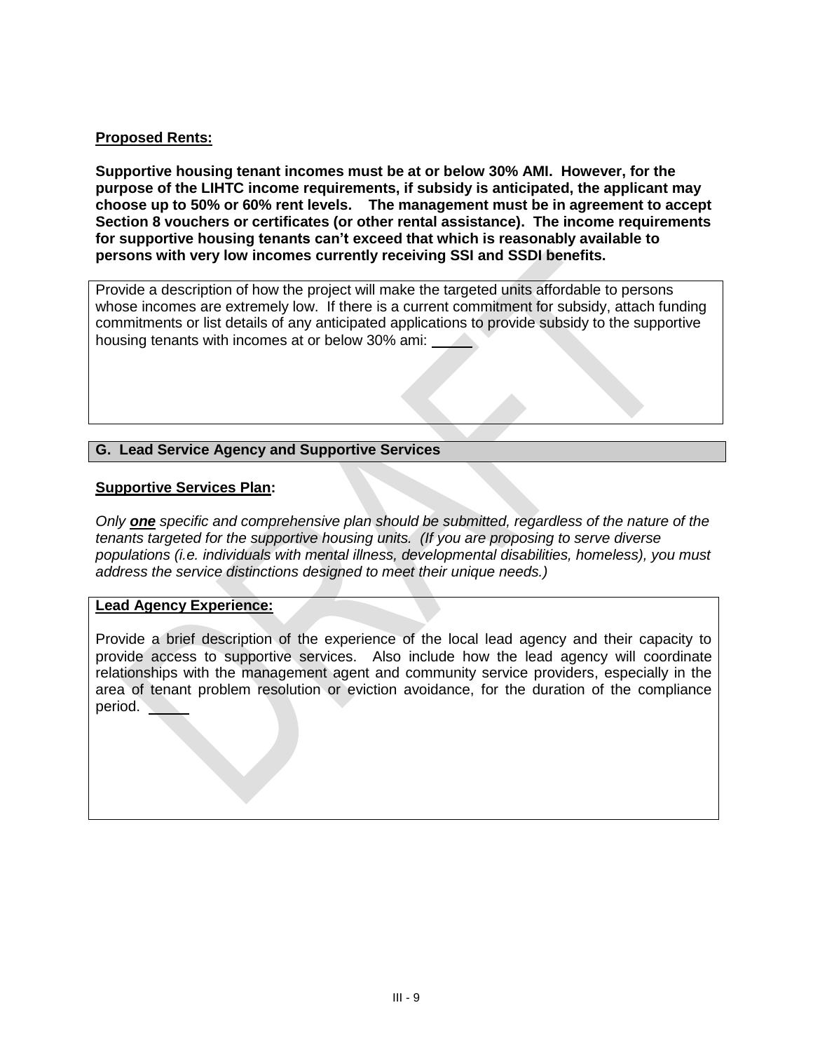**Proposed Rents:**

**Supportive housing tenant incomes must be at or below 30% AMI. However, for the purpose of the LIHTC income requirements, if subsidy is anticipated, the applicant may choose up to 50% or 60% rent levels. The management must be in agreement to accept Section 8 vouchers or certificates (or other rental assistance). The income requirements for supportive housing tenants can't exceed that which is reasonably available to persons with very low incomes currently receiving SSI and SSDI benefits.**

Provide a description of how the project will make the targeted units affordable to persons whose incomes are extremely low. If there is a current commitment for subsidy, attach funding commitments or list details of any anticipated applications to provide subsidy to the supportive housing tenants with incomes at or below 30% ami: _____

## G. Lead Service Agency and Supportive Services

**Supportive Services Plan:**

*Only **one** specific and comprehensive plan should be submitted, regardless of the nature of the tenants targeted for the supportive housing units. (If you are proposing to serve diverse populations (i.e. individuals with mental illness, developmental disabilities, homeless), you must address the service distinctions designed to meet their unique needs.)*

**Lead Agency Experience:**

Provide a brief description of the experience of the local lead agency and their capacity to provide access to supportive services. Also include how the lead agency will coordinate relationships with the management agent and community service providers, especially in the area of tenant problem resolution or eviction avoidance, for the duration of the compliance period. _____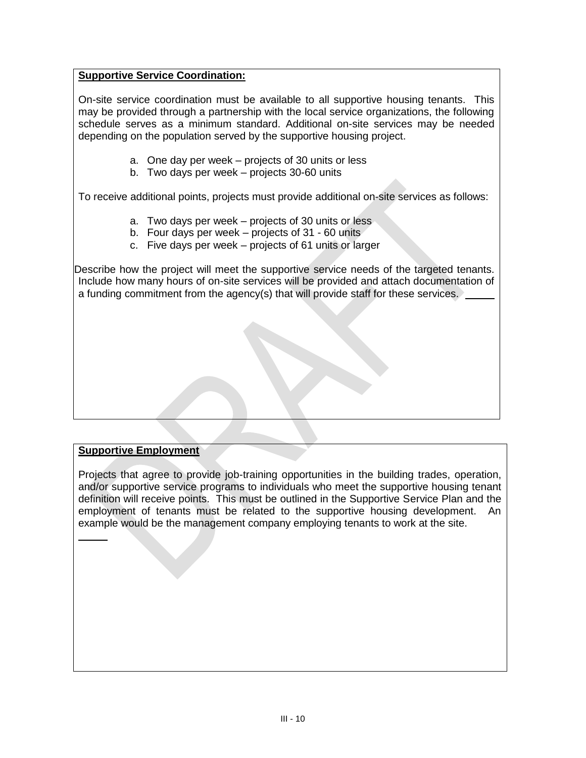**Supportive Service Coordination:**

On-site service coordination must be available to all supportive housing tenants. This may be provided through a partnership with the local service organizations, the following schedule serves as a minimum standard. Additional on-site services may be needed depending on the population served by the supportive housing project.

a. One day per week – projects of 30 units or less
b. Two days per week – projects 30-60 units

To receive additional points, projects must provide additional on-site services as follows:

a. Two days per week – projects of 30 units or less
b. Four days per week – projects of 31 - 60 units
c. Five days per week – projects of 61 units or larger

Describe how the project will meet the supportive service needs of the targeted tenants. Include how many hours of on-site services will be provided and attach documentation of a funding commitment from the agency(s) that will provide staff for these services. _____

**Supportive Employment**

Projects that agree to provide job-training opportunities in the building trades, operation, and/or supportive service programs to individuals who meet the supportive housing tenant definition will receive points. This must be outlined in the Supportive Service Plan and the employment of tenants must be related to the supportive housing development. An example would be the management company employing tenants to work at the site.

_____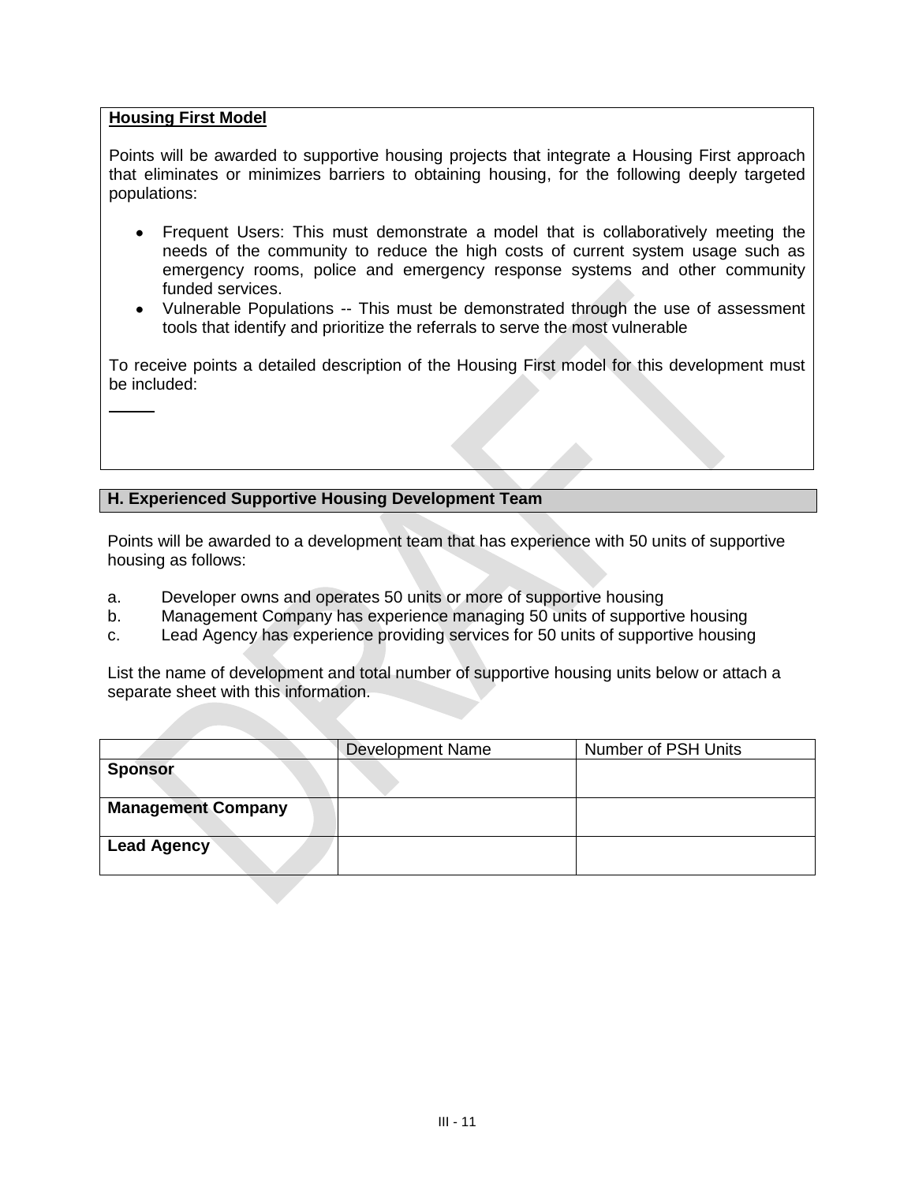**Housing First Model**

Points will be awarded to supportive housing projects that integrate a Housing First approach that eliminates or minimizes barriers to obtaining housing, for the following deeply targeted populations:

- Frequent Users: This must demonstrate a model that is collaboratively meeting the needs of the community to reduce the high costs of current system usage such as emergency rooms, police and emergency response systems and other community funded services.
- Vulnerable Populations -- This must be demonstrated through the use of assessment tools that identify and prioritize the referrals to serve the most vulnerable

To receive points a detailed description of the Housing First model for this development must be included:

_____

## H. Experienced Supportive Housing Development Team

Points will be awarded to a development team that has experience with 50 units of supportive housing as follows:

a. Developer owns and operates 50 units or more of supportive housing
b. Management Company has experience managing 50 units of supportive housing
c. Lead Agency has experience providing services for 50 units of supportive housing

List the name of development and total number of supportive housing units below or attach a separate sheet with this information.

| | Development Name | Number of PSH Units |
|---|---|---|
| **Sponsor** | | |
| **Management Company** | | |
| **Lead Agency** | | |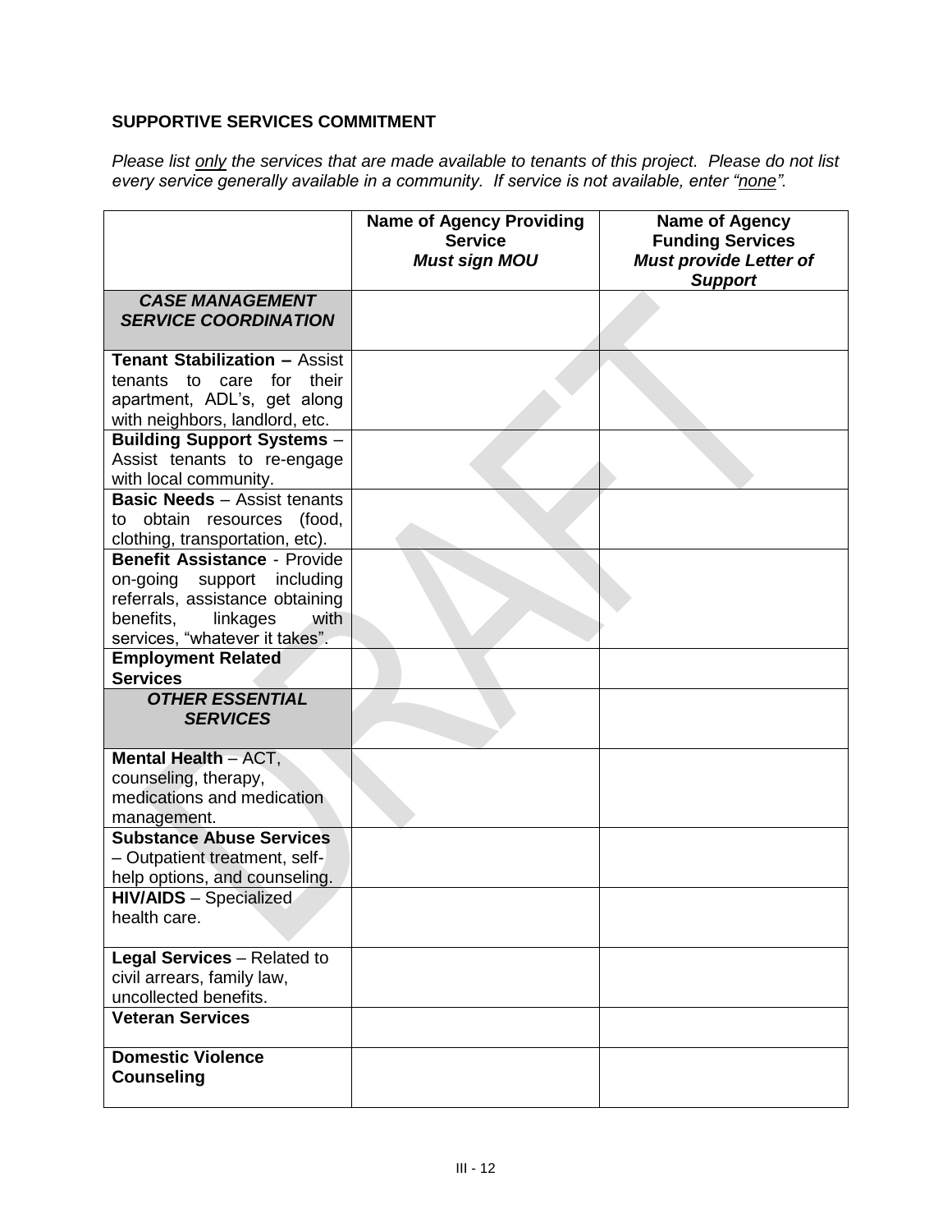**SUPPORTIVE SERVICES COMMITMENT**

*Please list only the services that are made available to tenants of this project. Please do not list every service generally available in a community. If service is not available, enter "none".*

| | **Name of Agency Providing Service** ***Must sign MOU*** | **Name of Agency Funding Services** ***Must provide Letter of Support*** |
|---|---|---|
| ***CASE MANAGEMENT SERVICE COORDINATION*** | | |
| **Tenant Stabilization –** Assist tenants to care for their apartment, ADL's, get along with neighbors, landlord, etc. | | |
| **Building Support Systems** – Assist tenants to re-engage with local community. | | |
| **Basic Needs** – Assist tenants to obtain resources (food, clothing, transportation, etc). | | |
| **Benefit Assistance** - Provide on-going support including referrals, assistance obtaining benefits, linkages with services, "whatever it takes". | | |
| **Employment Related Services** | | |
| ***OTHER ESSENTIAL SERVICES*** | | |
| **Mental Health** – ACT, counseling, therapy, medications and medication management. | | |
| **Substance Abuse Services** – Outpatient treatment, self-help options, and counseling. | | |
| **HIV/AIDS** – Specialized health care. | | |
| **Legal Services** – Related to civil arrears, family law, uncollected benefits. | | |
| **Veteran Services** | | |
| **Domestic Violence Counseling** | | |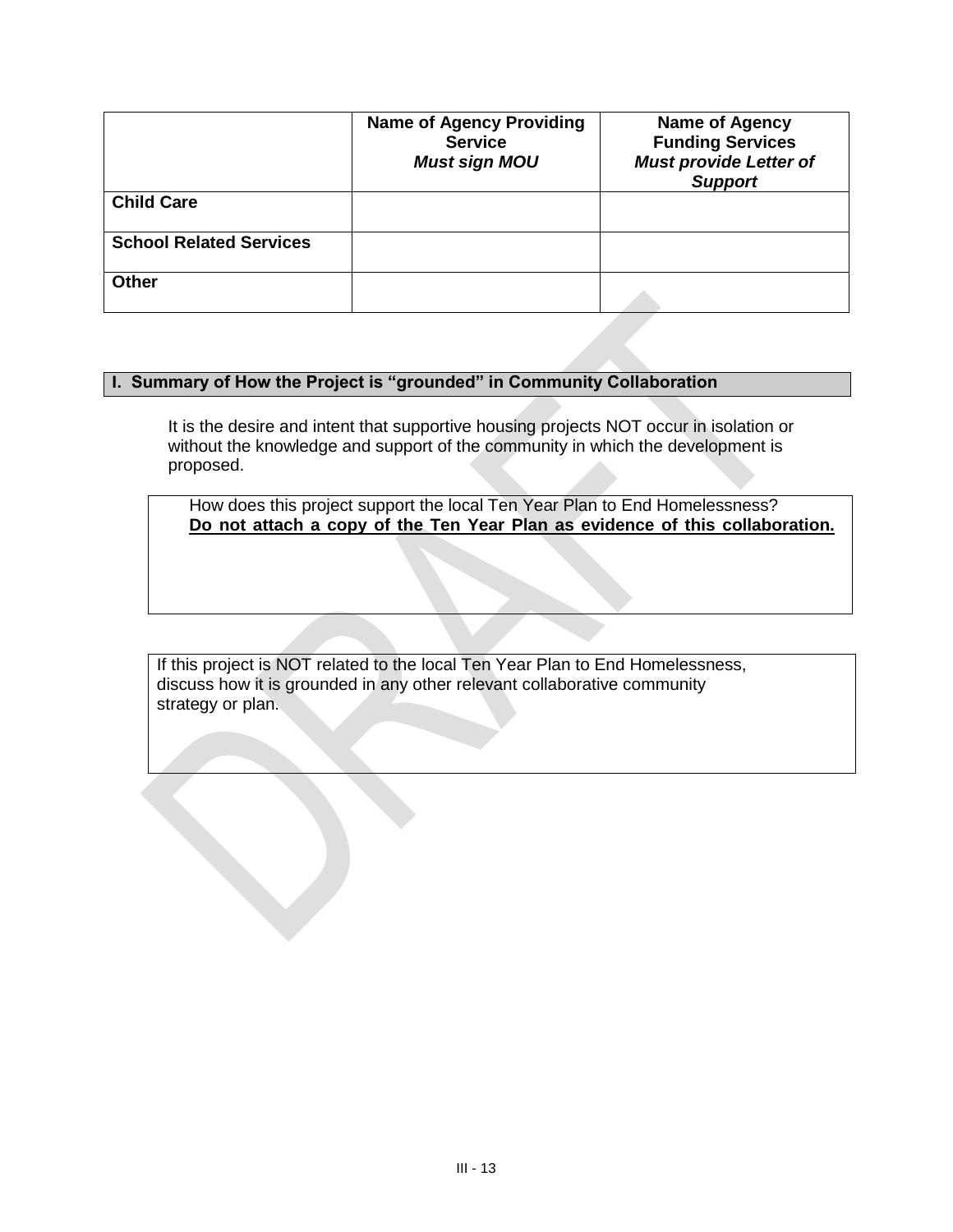| | **Name of Agency Providing Service** ***Must sign MOU*** | **Name of Agency Funding Services** ***Must provide Letter of Support*** |
|---|---|---|
| **Child Care** | | |
| **School Related Services** | | |
| **Other** | | |

## I. Summary of How the Project is "grounded" in Community Collaboration

It is the desire and intent that supportive housing projects NOT occur in isolation or without the knowledge and support of the community in which the development is proposed.

| How does this project support the local Ten Year Plan to End Homelessness? **Do not attach a copy of the Ten Year Plan as evidence of this collaboration.** |
|---|
| |

| If this project is NOT related to the local Ten Year Plan to End Homelessness, discuss how it is grounded in any other relevant collaborative community strategy or plan. |
|---|
| |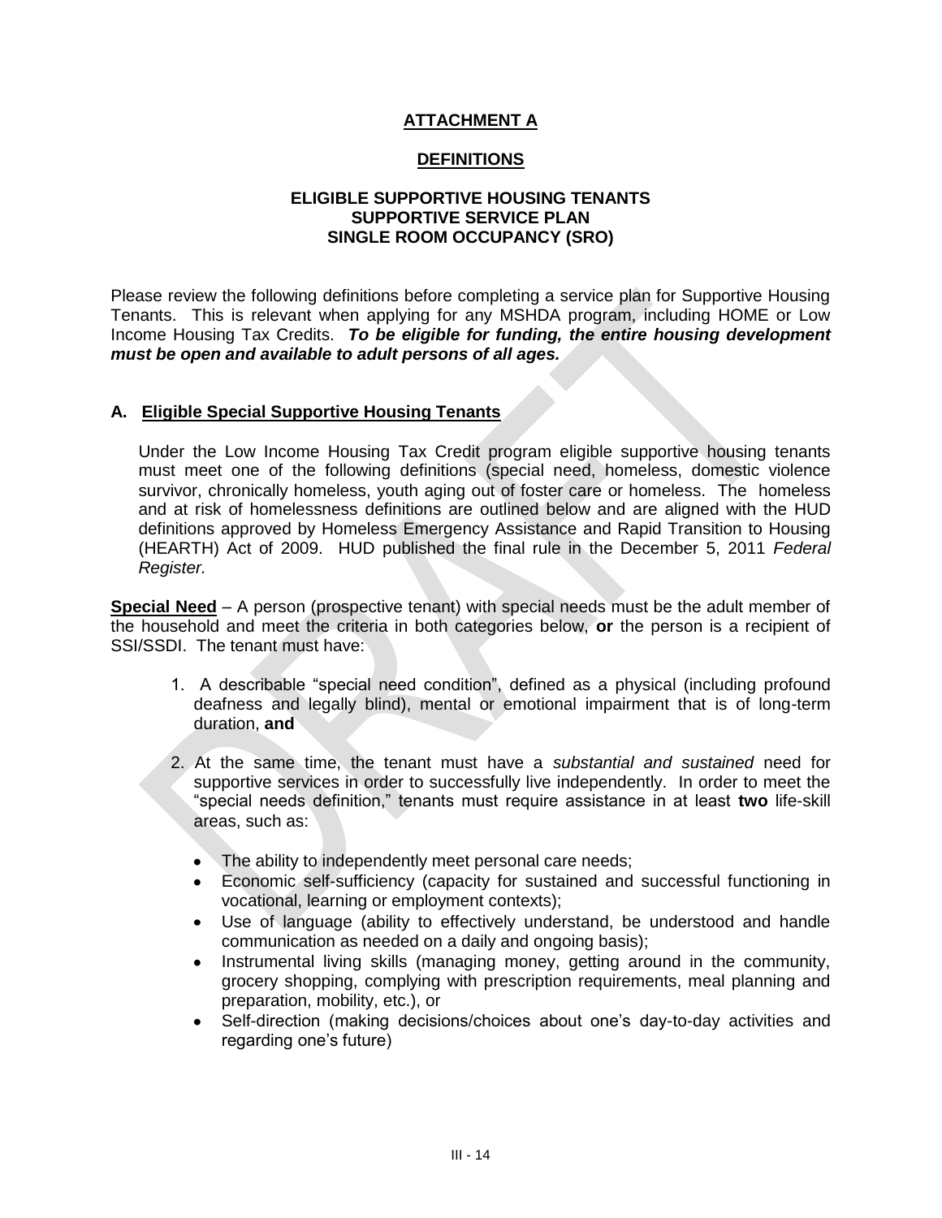# ATTACHMENT A

## DEFINITIONS

### ELIGIBLE SUPPORTIVE HOUSING TENANTS
### SUPPORTIVE SERVICE PLAN
### SINGLE ROOM OCCUPANCY (SRO)

Please review the following definitions before completing a service plan for Supportive Housing Tenants. This is relevant when applying for any MSHDA program, including HOME or Low Income Housing Tax Credits. ***To be eligible for funding, the entire housing development must be open and available to adult persons of all ages.***

## A. Eligible Special Supportive Housing Tenants

Under the Low Income Housing Tax Credit program eligible supportive housing tenants must meet one of the following definitions (special need, homeless, domestic violence survivor, chronically homeless, youth aging out of foster care or homeless. The homeless and at risk of homelessness definitions are outlined below and are aligned with the HUD definitions approved by Homeless Emergency Assistance and Rapid Transition to Housing (HEARTH) Act of 2009. HUD published the final rule in the December 5, 2011 *Federal Register.*

**Special Need** – A person (prospective tenant) with special needs must be the adult member of the household and meet the criteria in both categories below, **or** the person is a recipient of SSI/SSDI. The tenant must have:

1. A describable "special need condition", defined as a physical (including profound deafness and legally blind), mental or emotional impairment that is of long-term duration, **and**

2. At the same time, the tenant must have a *substantial and sustained* need for supportive services in order to successfully live independently. In order to meet the "special needs definition," tenants must require assistance in at least **two** life-skill areas, such as:

   - The ability to independently meet personal care needs;
   - Economic self-sufficiency (capacity for sustained and successful functioning in vocational, learning or employment contexts);
   - Use of language (ability to effectively understand, be understood and handle communication as needed on a daily and ongoing basis);
   - Instrumental living skills (managing money, getting around in the community, grocery shopping, complying with prescription requirements, meal planning and preparation, mobility, etc.), or
   - Self-direction (making decisions/choices about one's day-to-day activities and regarding one's future)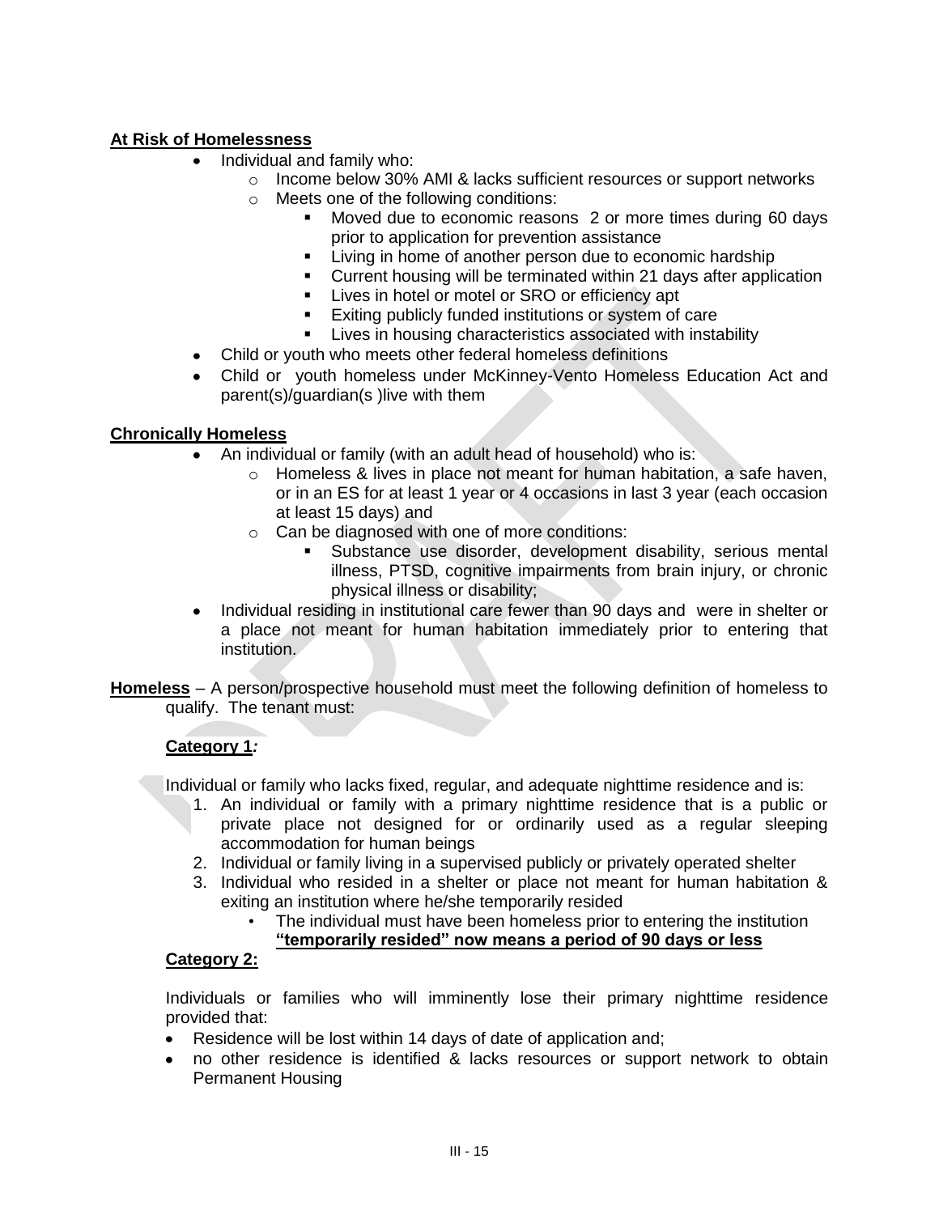**At Risk of Homelessness**

- Individual and family who:
  - Income below 30% AMI & lacks sufficient resources or support networks
  - Meets one of the following conditions:
    - Moved due to economic reasons 2 or more times during 60 days prior to application for prevention assistance
    - Living in home of another person due to economic hardship
    - Current housing will be terminated within 21 days after application
    - Lives in hotel or motel or SRO or efficiency apt
    - Exiting publicly funded institutions or system of care
    - Lives in housing characteristics associated with instability
- Child or youth who meets other federal homeless definitions
- Child or youth homeless under McKinney-Vento Homeless Education Act and parent(s)/guardian(s )live with them

**Chronically Homeless**

- An individual or family (with an adult head of household) who is:
  - Homeless & lives in place not meant for human habitation, a safe haven, or in an ES for at least 1 year or 4 occasions in last 3 year (each occasion at least 15 days) and
  - Can be diagnosed with one of more conditions:
    - Substance use disorder, development disability, serious mental illness, PTSD, cognitive impairments from brain injury, or chronic physical illness or disability;
- Individual residing in institutional care fewer than 90 days and were in shelter or a place not meant for human habitation immediately prior to entering that institution.

**Homeless** – A person/prospective household must meet the following definition of homeless to qualify. The tenant must:

**Category 1***:*

Individual or family who lacks fixed, regular, and adequate nighttime residence and is:

1. An individual or family with a primary nighttime residence that is a public or private place not designed for or ordinarily used as a regular sleeping accommodation for human beings
2. Individual or family living in a supervised publicly or privately operated shelter
3. Individual who resided in a shelter or place not meant for human habitation & exiting an institution where he/she temporarily resided
   - The individual must have been homeless prior to entering the institution **"temporarily resided" now means a period of 90 days or less**

**Category 2:**

Individuals or families who will imminently lose their primary nighttime residence provided that:

- Residence will be lost within 14 days of date of application and;
- no other residence is identified & lacks resources or support network to obtain Permanent Housing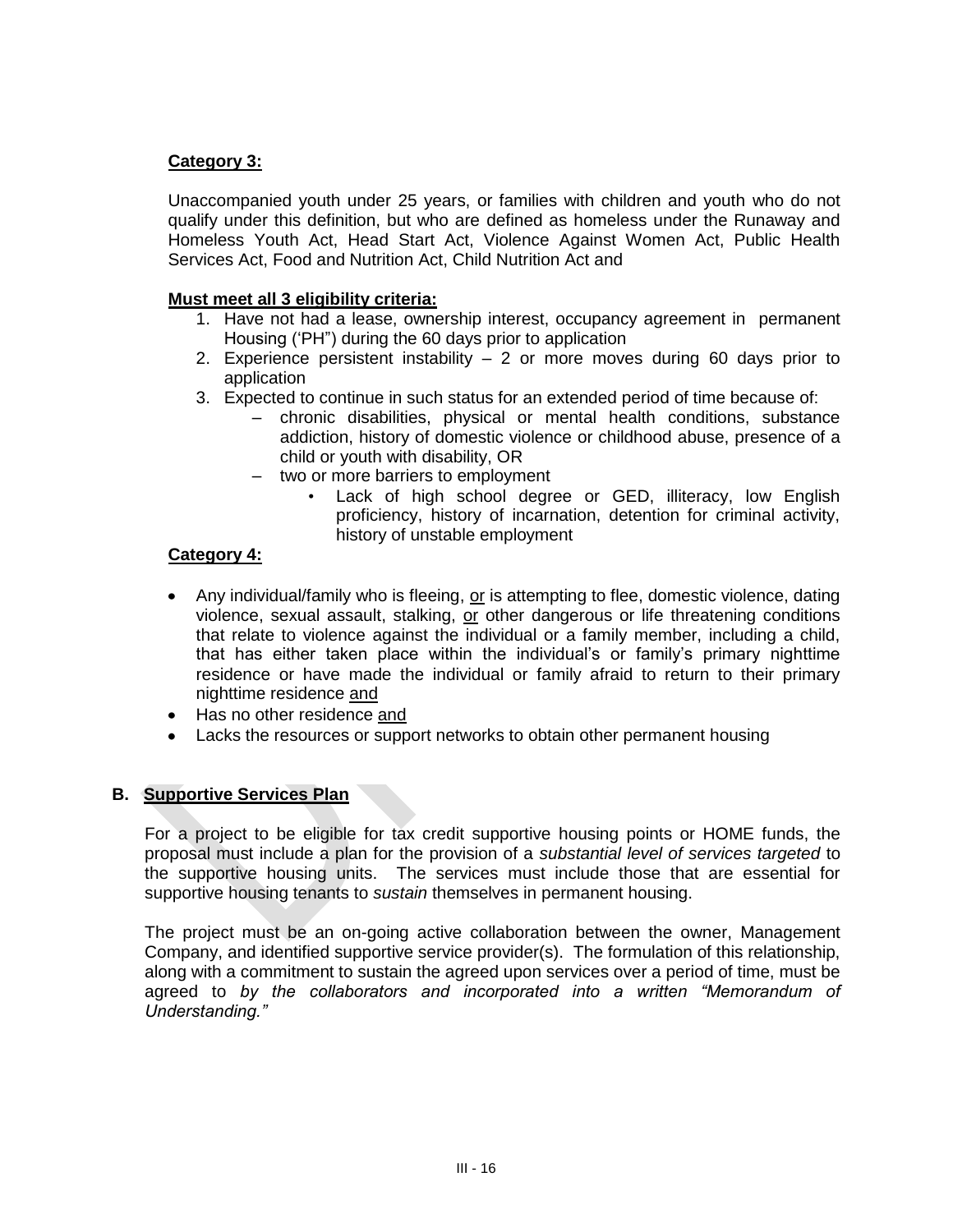**Category 3:**

Unaccompanied youth under 25 years, or families with children and youth who do not qualify under this definition, but who are defined as homeless under the Runaway and Homeless Youth Act, Head Start Act, Violence Against Women Act, Public Health Services Act, Food and Nutrition Act, Child Nutrition Act and

**Must meet all 3 eligibility criteria:**

1. Have not had a lease, ownership interest, occupancy agreement in permanent Housing ('PH") during the 60 days prior to application
2. Experience persistent instability – 2 or more moves during 60 days prior to application
3. Expected to continue in such status for an extended period of time because of:
   - chronic disabilities, physical or mental health conditions, substance addiction, history of domestic violence or childhood abuse, presence of a child or youth with disability, OR
   - two or more barriers to employment
     - Lack of high school degree or GED, illiteracy, low English proficiency, history of incarnation, detention for criminal activity, history of unstable employment

**Category 4:**

- Any individual/family who is fleeing, or is attempting to flee, domestic violence, dating violence, sexual assault, stalking, or other dangerous or life threatening conditions that relate to violence against the individual or a family member, including a child, that has either taken place within the individual's or family's primary nighttime residence or have made the individual or family afraid to return to their primary nighttime residence and
- Has no other residence and
- Lacks the resources or support networks to obtain other permanent housing

## B. Supportive Services Plan

For a project to be eligible for tax credit supportive housing points or HOME funds, the proposal must include a plan for the provision of a *substantial level of services targeted* to the supportive housing units. The services must include those that are essential for supportive housing tenants to *sustain* themselves in permanent housing.

The project must be an on-going active collaboration between the owner, Management Company, and identified supportive service provider(s). The formulation of this relationship, along with a commitment to sustain the agreed upon services over a period of time, must be agreed to *by the collaborators and incorporated into a written "Memorandum of Understanding."*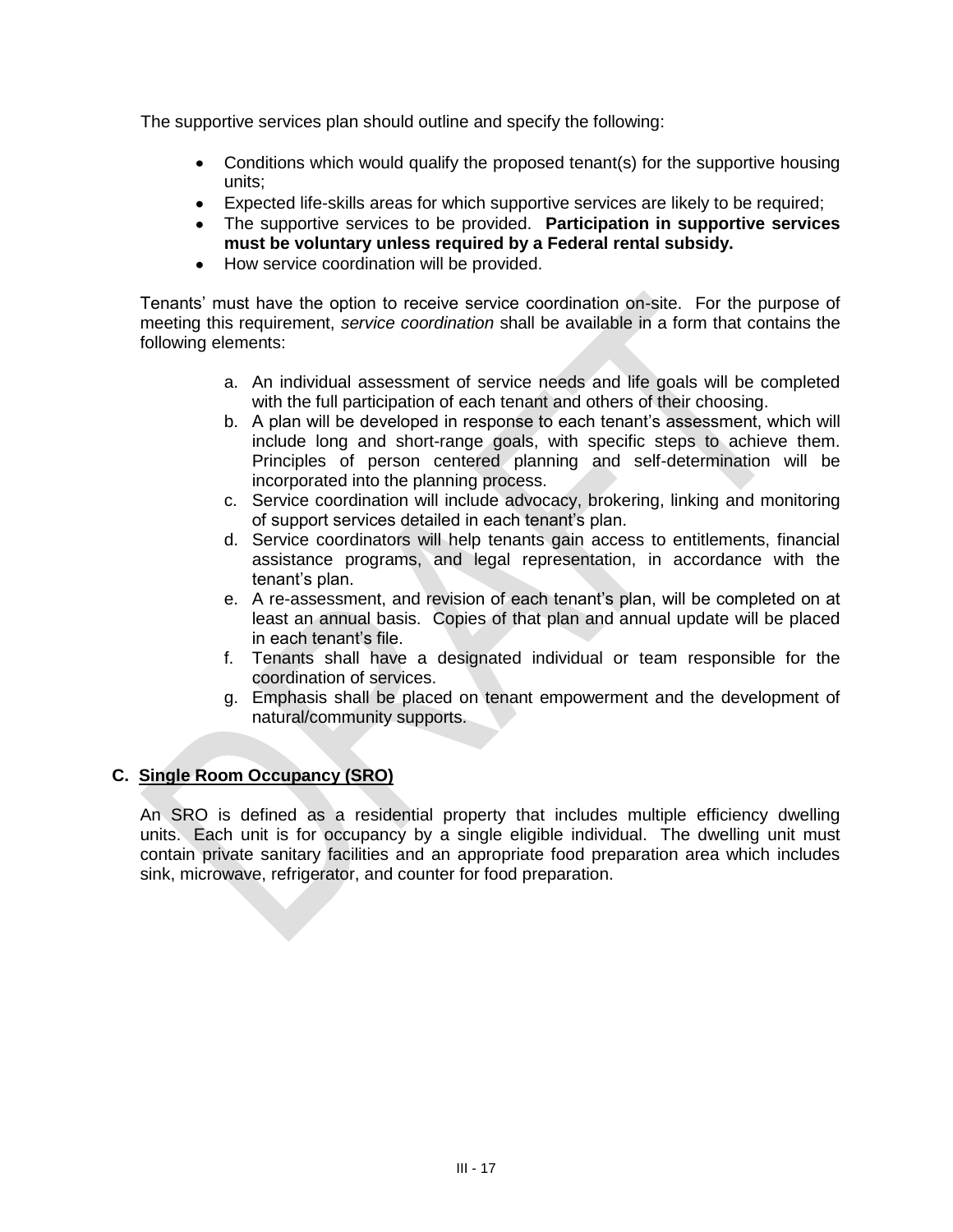The supportive services plan should outline and specify the following:

- Conditions which would qualify the proposed tenant(s) for the supportive housing units;
- Expected life-skills areas for which supportive services are likely to be required;
- The supportive services to be provided. **Participation in supportive services must be voluntary unless required by a Federal rental subsidy.**
- How service coordination will be provided.

Tenants' must have the option to receive service coordination on-site. For the purpose of meeting this requirement, *service coordination* shall be available in a form that contains the following elements:

a. An individual assessment of service needs and life goals will be completed with the full participation of each tenant and others of their choosing.
b. A plan will be developed in response to each tenant's assessment, which will include long and short-range goals, with specific steps to achieve them. Principles of person centered planning and self-determination will be incorporated into the planning process.
c. Service coordination will include advocacy, brokering, linking and monitoring of support services detailed in each tenant's plan.
d. Service coordinators will help tenants gain access to entitlements, financial assistance programs, and legal representation, in accordance with the tenant's plan.
e. A re-assessment, and revision of each tenant's plan, will be completed on at least an annual basis. Copies of that plan and annual update will be placed in each tenant's file.
f. Tenants shall have a designated individual or team responsible for the coordination of services.
g. Emphasis shall be placed on tenant empowerment and the development of natural/community supports.

## C. Single Room Occupancy (SRO)

An SRO is defined as a residential property that includes multiple efficiency dwelling units. Each unit is for occupancy by a single eligible individual. The dwelling unit must contain private sanitary facilities and an appropriate food preparation area which includes sink, microwave, refrigerator, and counter for food preparation.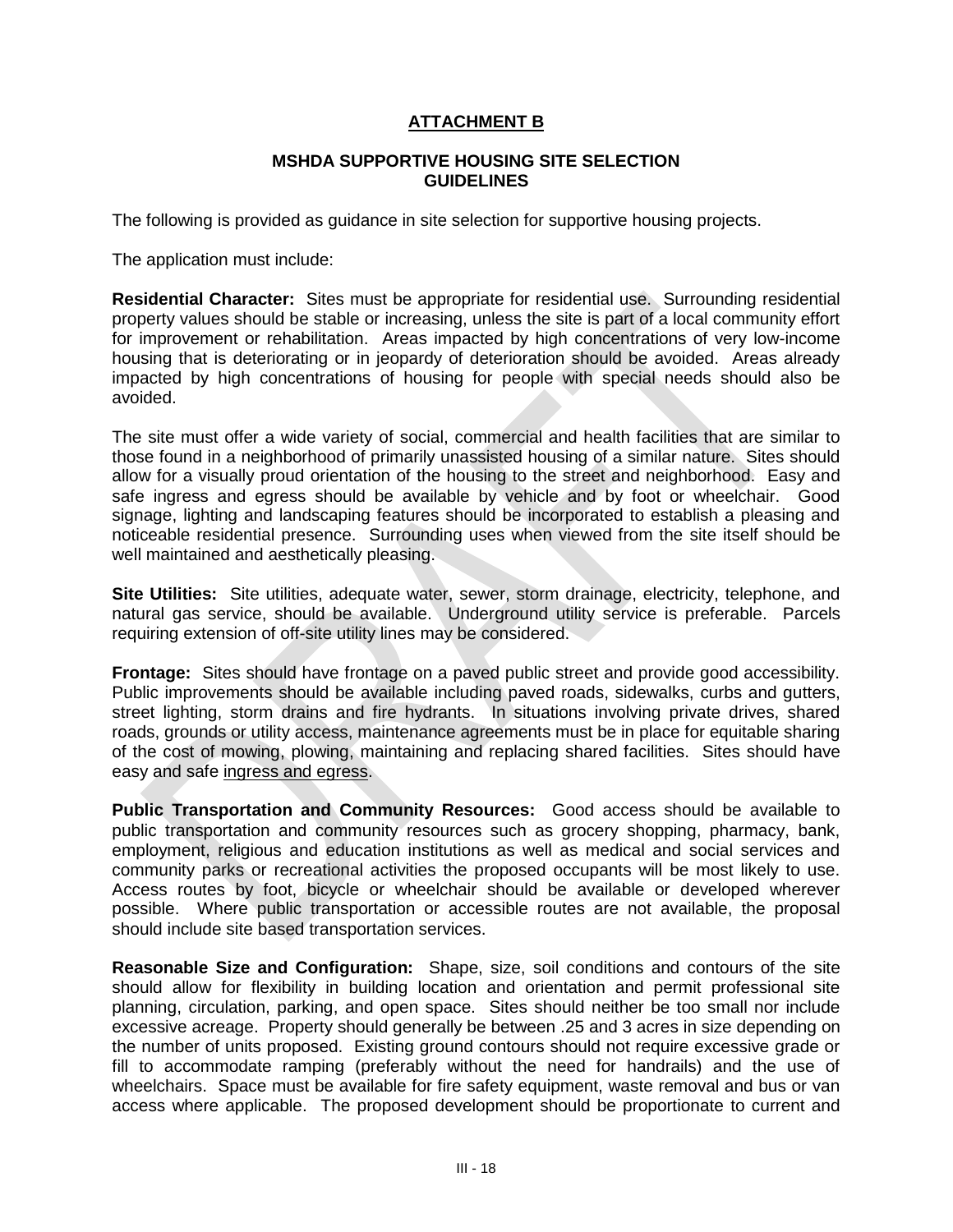## ATTACHMENT B

### MSHDA SUPPORTIVE HOUSING SITE SELECTION GUIDELINES

The following is provided as guidance in site selection for supportive housing projects.

The application must include:

**Residential Character:** Sites must be appropriate for residential use. Surrounding residential property values should be stable or increasing, unless the site is part of a local community effort for improvement or rehabilitation. Areas impacted by high concentrations of very low-income housing that is deteriorating or in jeopardy of deterioration should be avoided. Areas already impacted by high concentrations of housing for people with special needs should also be avoided.

The site must offer a wide variety of social, commercial and health facilities that are similar to those found in a neighborhood of primarily unassisted housing of a similar nature. Sites should allow for a visually proud orientation of the housing to the street and neighborhood. Easy and safe ingress and egress should be available by vehicle and by foot or wheelchair. Good signage, lighting and landscaping features should be incorporated to establish a pleasing and noticeable residential presence. Surrounding uses when viewed from the site itself should be well maintained and aesthetically pleasing.

**Site Utilities:** Site utilities, adequate water, sewer, storm drainage, electricity, telephone, and natural gas service, should be available. Underground utility service is preferable. Parcels requiring extension of off-site utility lines may be considered.

**Frontage:** Sites should have frontage on a paved public street and provide good accessibility. Public improvements should be available including paved roads, sidewalks, curbs and gutters, street lighting, storm drains and fire hydrants. In situations involving private drives, shared roads, grounds or utility access, maintenance agreements must be in place for equitable sharing of the cost of mowing, plowing, maintaining and replacing shared facilities. Sites should have easy and safe ingress and egress.

**Public Transportation and Community Resources:** Good access should be available to public transportation and community resources such as grocery shopping, pharmacy, bank, employment, religious and education institutions as well as medical and social services and community parks or recreational activities the proposed occupants will be most likely to use. Access routes by foot, bicycle or wheelchair should be available or developed wherever possible. Where public transportation or accessible routes are not available, the proposal should include site based transportation services.

**Reasonable Size and Configuration:** Shape, size, soil conditions and contours of the site should allow for flexibility in building location and orientation and permit professional site planning, circulation, parking, and open space. Sites should neither be too small nor include excessive acreage. Property should generally be between .25 and 3 acres in size depending on the number of units proposed. Existing ground contours should not require excessive grade or fill to accommodate ramping (preferably without the need for handrails) and the use of wheelchairs. Space must be available for fire safety equipment, waste removal and bus or van access where applicable. The proposed development should be proportionate to current and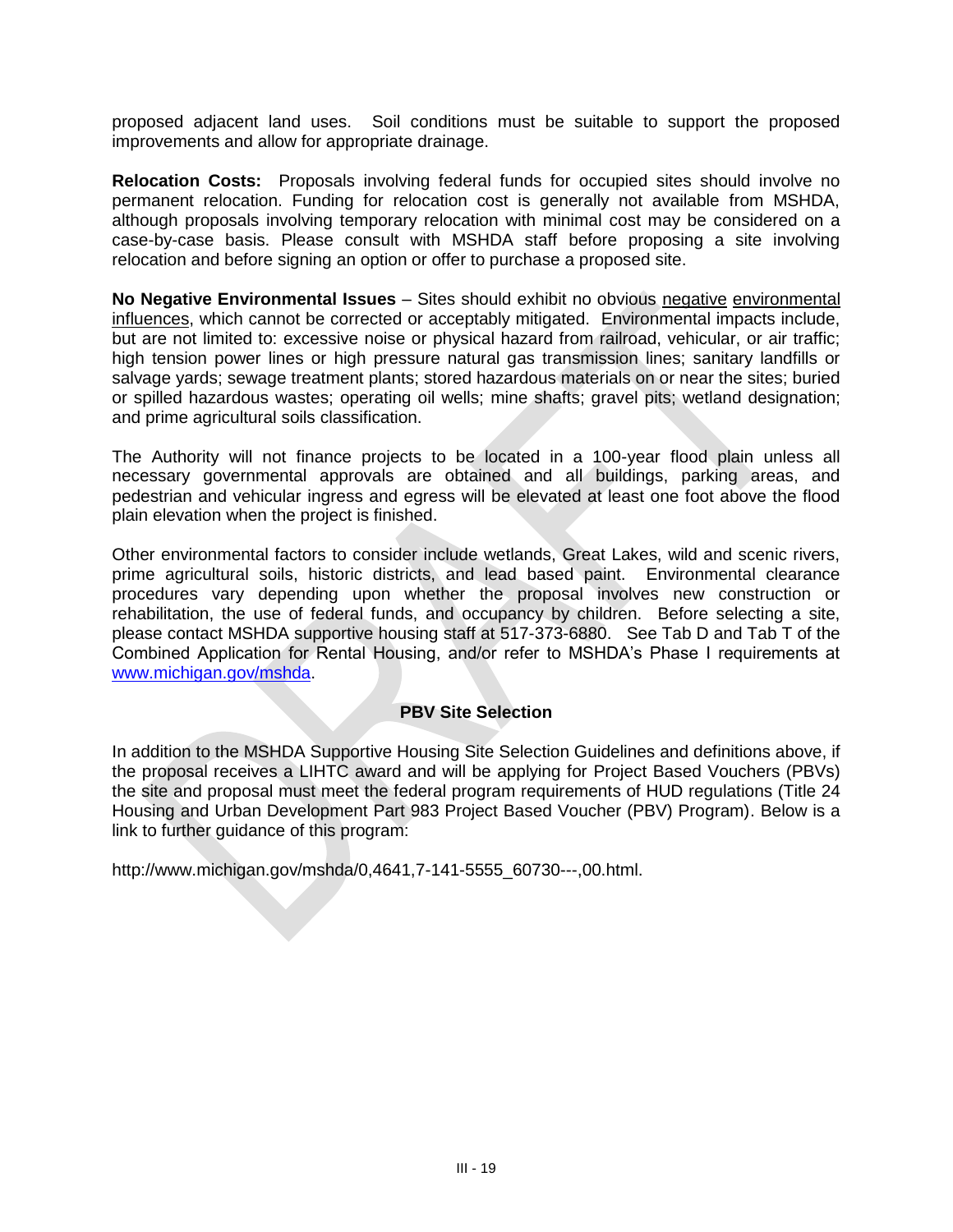proposed adjacent land uses. Soil conditions must be suitable to support the proposed improvements and allow for appropriate drainage.

**Relocation Costs:** Proposals involving federal funds for occupied sites should involve no permanent relocation. Funding for relocation cost is generally not available from MSHDA, although proposals involving temporary relocation with minimal cost may be considered on a case-by-case basis. Please consult with MSHDA staff before proposing a site involving relocation and before signing an option or offer to purchase a proposed site.

**No Negative Environmental Issues** – Sites should exhibit no obvious negative environmental influences, which cannot be corrected or acceptably mitigated. Environmental impacts include, but are not limited to: excessive noise or physical hazard from railroad, vehicular, or air traffic; high tension power lines or high pressure natural gas transmission lines; sanitary landfills or salvage yards; sewage treatment plants; stored hazardous materials on or near the sites; buried or spilled hazardous wastes; operating oil wells; mine shafts; gravel pits; wetland designation; and prime agricultural soils classification.

The Authority will not finance projects to be located in a 100-year flood plain unless all necessary governmental approvals are obtained and all buildings, parking areas, and pedestrian and vehicular ingress and egress will be elevated at least one foot above the flood plain elevation when the project is finished.

Other environmental factors to consider include wetlands, Great Lakes, wild and scenic rivers, prime agricultural soils, historic districts, and lead based paint. Environmental clearance procedures vary depending upon whether the proposal involves new construction or rehabilitation, the use of federal funds, and occupancy by children. Before selecting a site, please contact MSHDA supportive housing staff at 517-373-6880. See Tab D and Tab T of the Combined Application for Rental Housing, and/or refer to MSHDA's Phase I requirements at www.michigan.gov/mshda.

## PBV Site Selection

In addition to the MSHDA Supportive Housing Site Selection Guidelines and definitions above, if the proposal receives a LIHTC award and will be applying for Project Based Vouchers (PBVs) the site and proposal must meet the federal program requirements of HUD regulations (Title 24 Housing and Urban Development Part 983 Project Based Voucher (PBV) Program). Below is a link to further guidance of this program:

http://www.michigan.gov/mshda/0,4641,7-141-5555_60730---,00.html.